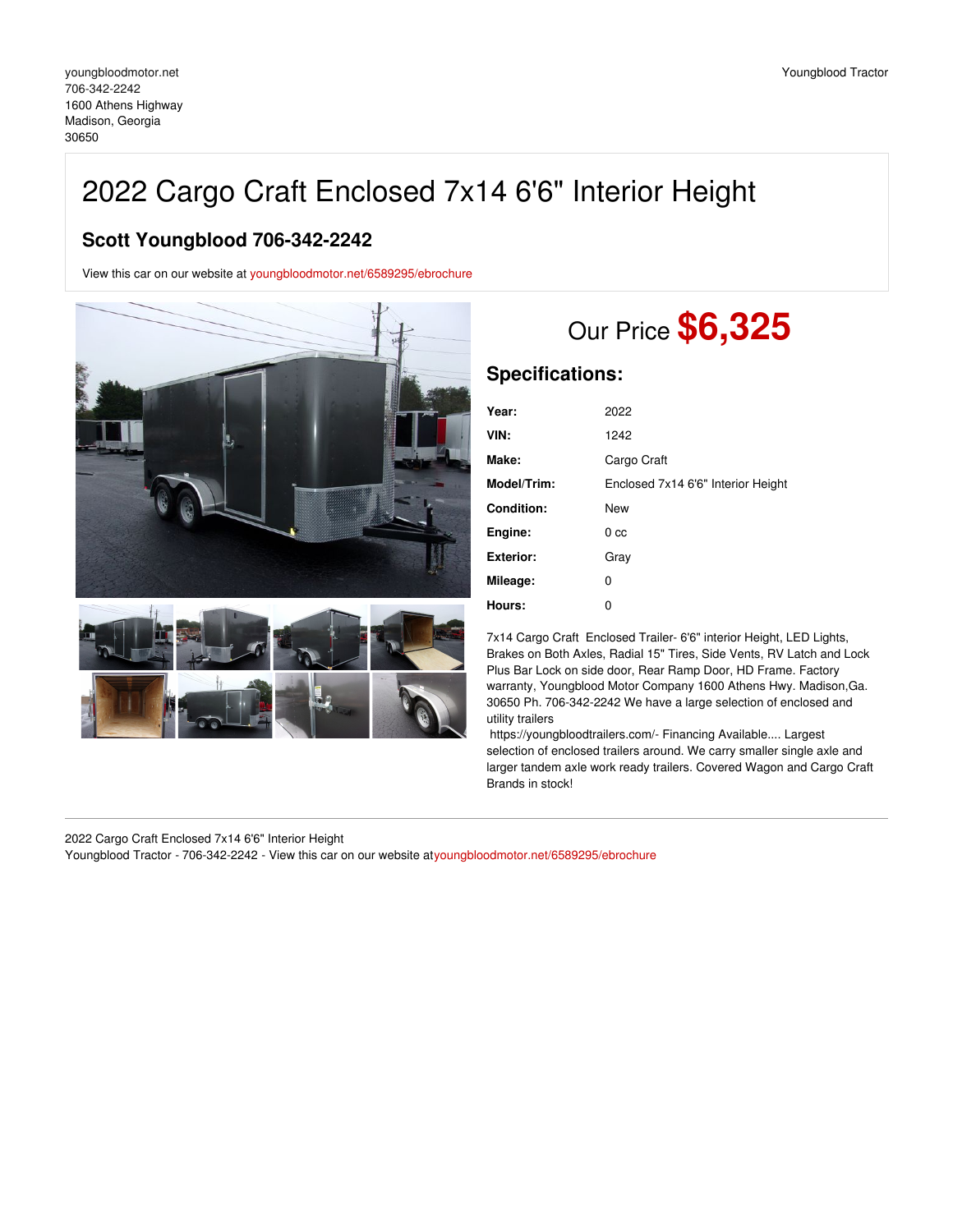youngbloodmotor.net
706-342-2242
1600 Athens Highway
Madison, Georgia
30650

Youngblood Tractor

# 2022 Cargo Craft Enclosed 7x14 6'6" Interior Height

## Scott Youngblood 706-342-2242

View this car on our website at youngbloodmotor.net/6589295/ebrochure

Our Price **$6,325**

## Specifications:

| | |
|---|---|
| **Year:** | 2022 |
| **VIN:** | 1242 |
| **Make:** | Cargo Craft |
| **Model/Trim:** | Enclosed 7x14 6'6" Interior Height |
| **Condition:** | New |
| **Engine:** | 0 cc |
| **Exterior:** | Gray |
| **Mileage:** | 0 |
| **Hours:** | 0 |

7x14 Cargo Craft Enclosed Trailer- 6'6" interior Height, LED Lights, Brakes on Both Axles, Radial 15" Tires, Side Vents, RV Latch and Lock Plus Bar Lock on side door, Rear Ramp Door, HD Frame. Factory warranty, Youngblood Motor Company 1600 Athens Hwy. Madison,Ga. 30650 Ph. 706-342-2242 We have a large selection of enclosed and utility trailers
https://youngbloodtrailers.com/- Financing Available.... Largest selection of enclosed trailers around. We carry smaller single axle and larger tandem axle work ready trailers. Covered Wagon and Cargo Craft Brands in stock!

---

2022 Cargo Craft Enclosed 7x14 6'6" Interior Height
Youngblood Tractor - 706-342-2242 - View this car on our website atyoungbloodmotor.net/6589295/ebrochure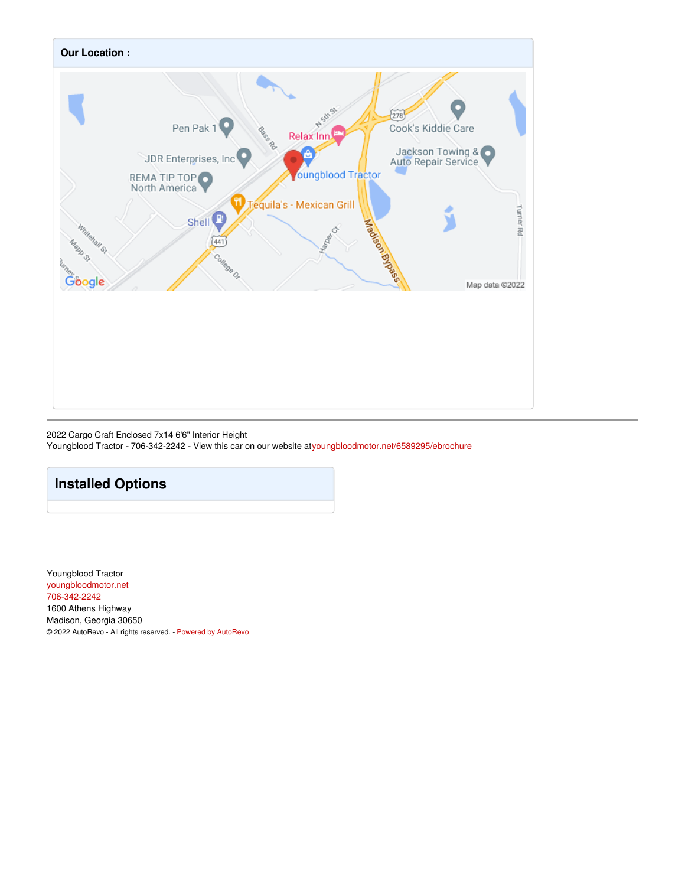**Our Location :**

2022 Cargo Craft Enclosed 7x14 6'6" Interior Height
Youngblood Tractor - 706-342-2242 - View this car on our website atyoungbloodmotor.net/6589295/ebrochure

## Installed Options

Youngblood Tractor
youngbloodmotor.net
706-342-2242
1600 Athens Highway
Madison, Georgia 30650
© 2022 AutoRevo - All rights reserved. - Powered by AutoRevo